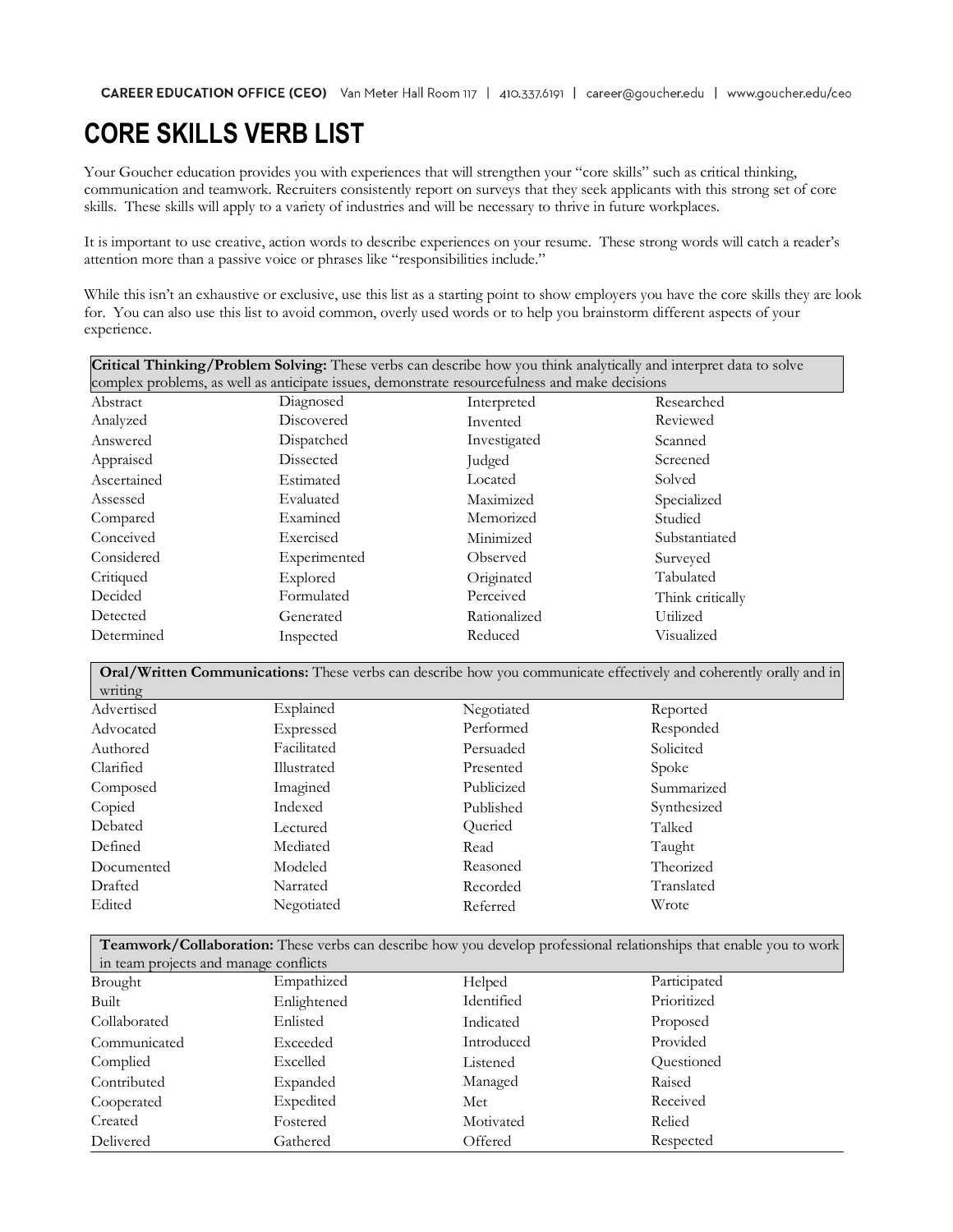CAREER EDUCATION OFFICE (CEO) Van Meter Hall Room 117 | 410.337.6191 | career@goucher.edu | www.goucher.edu/ceo

# CORE SKILLS VERB LIST

Your Goucher education provides you with experiences that will strengthen your "core skills" such as critical thinking, communication and teamwork. Recruiters consistently report on surveys that they seek applicants with this strong set of core skills. These skills will apply to a variety of industries and will be necessary to thrive in future workplaces.

It is important to use creative, action words to describe experiences on your resume. These strong words will catch a reader's attention more than a passive voice or phrases like "responsibilities include."

While this isn't an exhaustive or exclusive, use this list as a starting point to show employers you have the core skills they are look for. You can also use this list to avoid common, overly used words or to help you brainstorm different aspects of your experience.

| **Critical Thinking/Problem Solving:** These verbs can describe how you think analytically and interpret data to solve complex problems, as well as anticipate issues, demonstrate resourcefulness and make decisions | | | |
|---|---|---|---|
| Abstract | Diagnosed | Interpreted | Researched |
| Analyzed | Discovered | Invented | Reviewed |
| Answered | Dispatched | Investigated | Scanned |
| Appraised | Dissected | Judged | Screened |
| Ascertained | Estimated | Located | Solved |
| Assessed | Evaluated | Maximized | Specialized |
| Compared | Examined | Memorized | Studied |
| Conceived | Exercised | Minimized | Substantiated |
| Considered | Experimented | Observed | Surveyed |
| Critiqued | Explored | Originated | Tabulated |
| Decided | Formulated | Perceived | Think critically |
| Detected | Generated | Rationalized | Utilized |
| Determined | Inspected | Reduced | Visualized |

| **Oral/Written Communications:** These verbs can describe how you communicate effectively and coherently orally and in writing | | | |
|---|---|---|---|
| Advertised | Explained | Negotiated | Reported |
| Advocated | Expressed | Performed | Responded |
| Authored | Facilitated | Persuaded | Solicited |
| Clarified | Illustrated | Presented | Spoke |
| Composed | Imagined | Publicized | Summarized |
| Copied | Indexed | Published | Synthesized |
| Debated | Lectured | Queried | Talked |
| Defined | Mediated | Read | Taught |
| Documented | Modeled | Reasoned | Theorized |
| Drafted | Narrated | Recorded | Translated |
| Edited | Negotiated | Referred | Wrote |

| **Teamwork/Collaboration:** These verbs can describe how you develop professional relationships that enable you to work in team projects and manage conflicts | | | |
|---|---|---|---|
| Brought | Empathized | Helped | Participated |
| Built | Enlightened | Identified | Prioritized |
| Collaborated | Enlisted | Indicated | Proposed |
| Communicated | Exceeded | Introduced | Provided |
| Complied | Excelled | Listened | Questioned |
| Contributed | Expanded | Managed | Raised |
| Cooperated | Expedited | Met | Received |
| Created | Fostered | Motivated | Relied |
| Delivered | Gathered | Offered | Respected |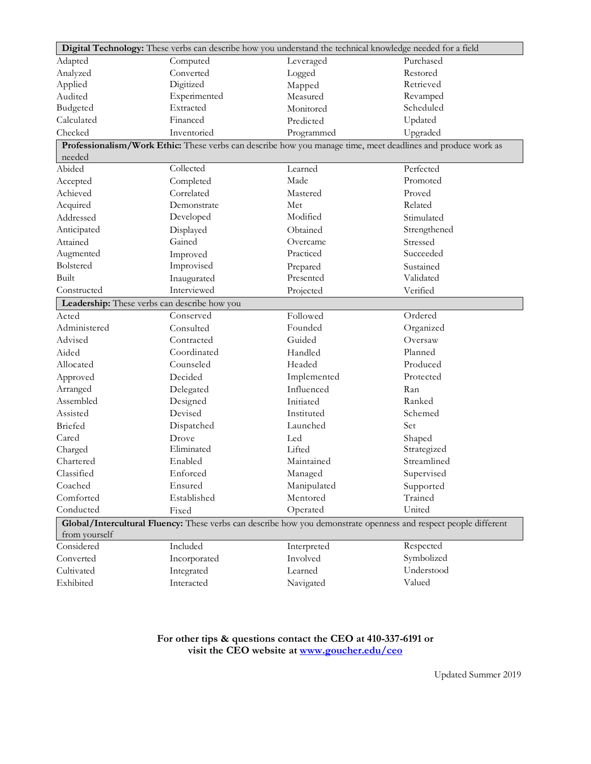| | | | |
|---|---|---|---|
| **Digital Technology:** These verbs can describe how you understand the technical knowledge needed for a field | | | |
| Adapted | Computed | Leveraged | Purchased |
| Analyzed | Converted | Logged | Restored |
| Applied | Digitized | Mapped | Retrieved |
| Audited | Experimented | Measured | Revamped |
| Budgeted | Extracted | Monitored | Scheduled |
| Calculated | Financed | Predicted | Updated |
| Checked | Inventoried | Programmed | Upgraded |
| **Professionalism/Work Ethic:** These verbs can describe how you manage time, meet deadlines and produce work as needed | | | |
| Abided | Collected | Learned | Perfected |
| Accepted | Completed | Made | Promoted |
| Achieved | Correlated | Mastered | Proved |
| Acquired | Demonstrate | Met | Related |
| Addressed | Developed | Modified | Stimulated |
| Anticipated | Displayed | Obtained | Strengthened |
| Attained | Gained | Overcame | Stressed |
| Augmented | Improved | Practiced | Succeeded |
| Bolstered | Improvised | Prepared | Sustained |
| Built | Inaugurated | Presented | Validated |
| Constructed | Interviewed | Projected | Verified |
| **Leadership:** These verbs can describe how you | | | |
| Acted | Conserved | Followed | Ordered |
| Administered | Consulted | Founded | Organized |
| Advised | Contracted | Guided | Oversaw |
| Aided | Coordinated | Handled | Planned |
| Allocated | Counseled | Headed | Produced |
| Approved | Decided | Implemented | Protected |
| Arranged | Delegated | Influenced | Ran |
| Assembled | Designed | Initiated | Ranked |
| Assisted | Devised | Instituted | Schemed |
| Briefed | Dispatched | Launched | Set |
| Cared | Drove | Led | Shaped |
| Charged | Eliminated | Lifted | Strategized |
| Chartered | Enabled | Maintained | Streamlined |
| Classified | Enforced | Managed | Supervised |
| Coached | Ensured | Manipulated | Supported |
| Comforted | Established | Mentored | Trained |
| Conducted | Fixed | Operated | United |
| **Global/Intercultural Fluency:** These verbs can describe how you demonstrate openness and respect people different from yourself | | | |
| Considered | Included | Interpreted | Respected |
| Converted | Incorporated | Involved | Symbolized |
| Cultivated | Integrated | Learned | Understood |
| Exhibited | Interacted | Navigated | Valued |

**For other tips & questions contact the CEO at 410-337-6191 or visit the CEO website at [www.goucher.edu/ceo](http://www.goucher.edu/ceo)**

Updated Summer 2019